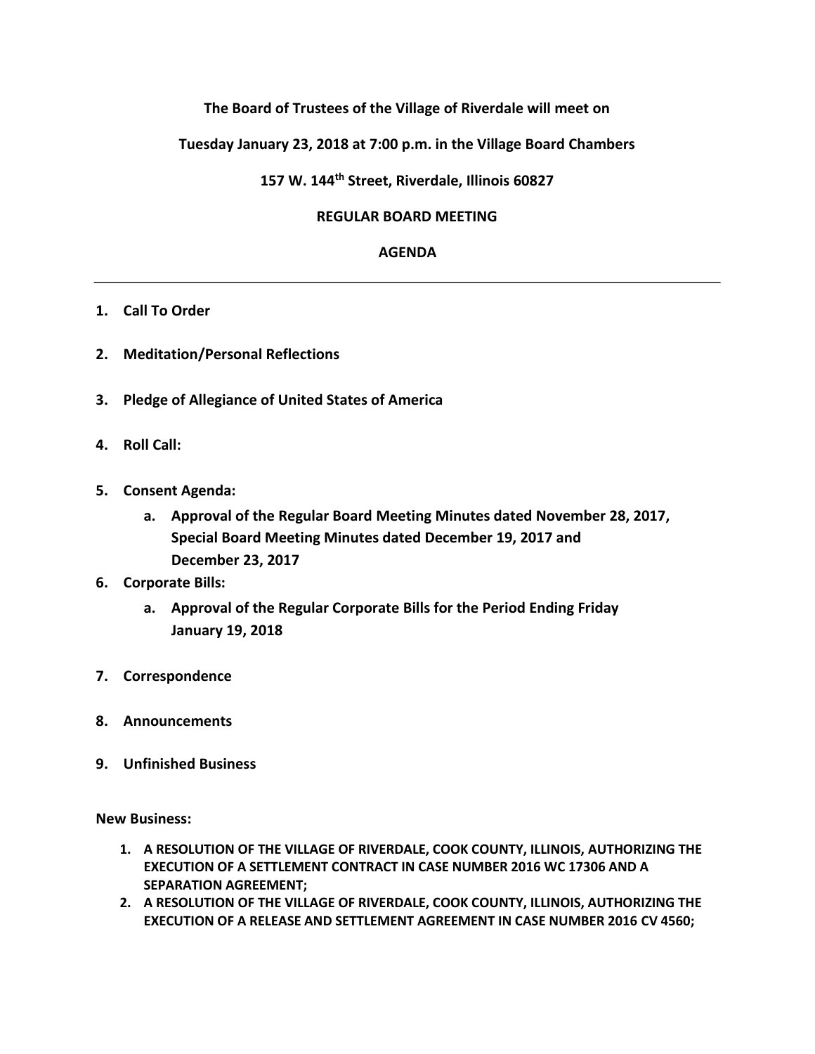**The Board of Trustees of the Village of Riverdale will meet on**

**Tuesday January 23, 2018 at 7:00 p.m. in the Village Board Chambers**

**157 W. 144th Street, Riverdale, Illinois 60827**

**REGULAR BOARD MEETING**

**AGENDA**

---

1. **Call To Order**

2. **Meditation/Personal Reflections**

3. **Pledge of Allegiance of United States of America**

4. **Roll Call:**

5. **Consent Agenda:**
    a. **Approval of the Regular Board Meeting Minutes dated November 28, 2017, Special Board Meeting Minutes dated December 19, 2017 and December 23, 2017**

6. **Corporate Bills:**
    a. **Approval of the Regular Corporate Bills for the Period Ending Friday January 19, 2018**

7. **Correspondence**

8. **Announcements**

9. **Unfinished Business**

**New Business:**

1. **A RESOLUTION OF THE VILLAGE OF RIVERDALE, COOK COUNTY, ILLINOIS, AUTHORIZING THE EXECUTION OF A SETTLEMENT CONTRACT IN CASE NUMBER 2016 WC 17306 AND A SEPARATION AGREEMENT;**
2. **A RESOLUTION OF THE VILLAGE OF RIVERDALE, COOK COUNTY, ILLINOIS, AUTHORIZING THE EXECUTION OF A RELEASE AND SETTLEMENT AGREEMENT IN CASE NUMBER 2016 CV 4560;**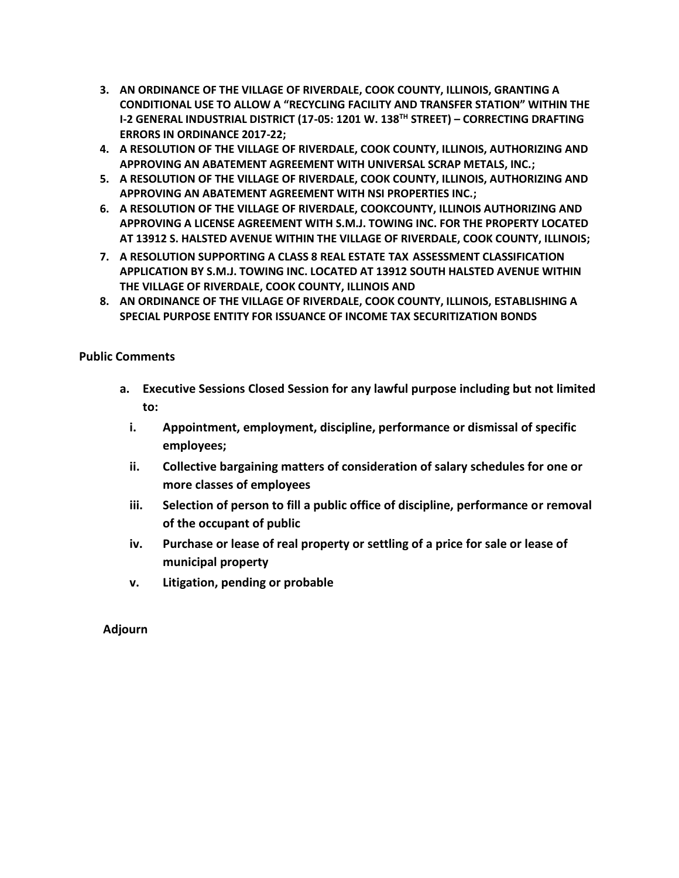3. **AN ORDINANCE OF THE VILLAGE OF RIVERDALE, COOK COUNTY, ILLINOIS, GRANTING A CONDITIONAL USE TO ALLOW A "RECYCLING FACILITY AND TRANSFER STATION" WITHIN THE I-2 GENERAL INDUSTRIAL DISTRICT (17-05: 1201 W. 138TH STREET) – CORRECTING DRAFTING ERRORS IN ORDINANCE 2017-22;**
4. **A RESOLUTION OF THE VILLAGE OF RIVERDALE, COOK COUNTY, ILLINOIS, AUTHORIZING AND APPROVING AN ABATEMENT AGREEMENT WITH UNIVERSAL SCRAP METALS, INC.;**
5. **A RESOLUTION OF THE VILLAGE OF RIVERDALE, COOK COUNTY, ILLINOIS, AUTHORIZING AND APPROVING AN ABATEMENT AGREEMENT WITH NSI PROPERTIES INC.;**
6. **A RESOLUTION OF THE VILLAGE OF RIVERDALE, COOKCOUNTY, ILLINOIS AUTHORIZING AND APPROVING A LICENSE AGREEMENT WITH S.M.J. TOWING INC. FOR THE PROPERTY LOCATED AT 13912 S. HALSTED AVENUE WITHIN THE VILLAGE OF RIVERDALE, COOK COUNTY, ILLINOIS;**
7. **A RESOLUTION SUPPORTING A CLASS 8 REAL ESTATE TAX ASSESSMENT CLASSIFICATION APPLICATION BY S.M.J. TOWING INC. LOCATED AT 13912 SOUTH HALSTED AVENUE WITHIN THE VILLAGE OF RIVERDALE, COOK COUNTY, ILLINOIS AND**
8. **AN ORDINANCE OF THE VILLAGE OF RIVERDALE, COOK COUNTY, ILLINOIS, ESTABLISHING A SPECIAL PURPOSE ENTITY FOR ISSUANCE OF INCOME TAX SECURITIZATION BONDS**

**Public Comments**

a. **Executive Sessions Closed Session for any lawful purpose including but not limited to:**
   i. **Appointment, employment, discipline, performance or dismissal of specific employees;**
   ii. **Collective bargaining matters of consideration of salary schedules for one or more classes of employees**
   iii. **Selection of person to fill a public office of discipline, performance or removal of the occupant of public**
   iv. **Purchase or lease of real property or settling of a price for sale or lease of municipal property**
   v. **Litigation, pending or probable**

**Adjourn**